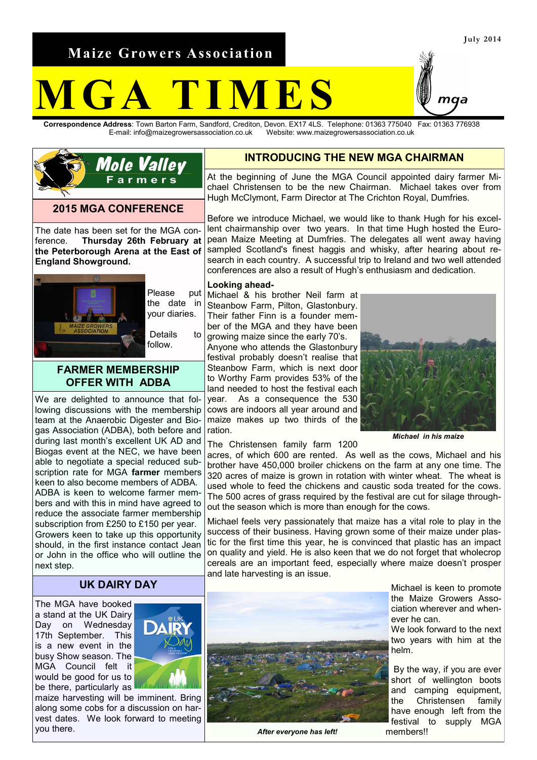July 2014

# Maize Growers Association

# MGA TIMES

**Correspondence Address**: Town Barton Farm, Sandford, Crediton, Devon. EX17 4LS. Telephone: 01363 775040 Fax: 01363 776938
E-mail: info@maizegrowersassociation.co.uk Website: www.maizegrowersassociation.co.uk

Mole Valley Farmers

## 2015 MGA CONFERENCE

The date has been set for the MGA conference. **Thursday 26th February at the Peterborough Arena at the East of England Showground.**

Please put the date in your diaries.

Details to follow.

## FARMER MEMBERSHIP OFFER WITH ADBA

We are delighted to announce that following discussions with the membership team at the Anaerobic Digester and Biogas Association (ADBA), both before and during last month's excellent UK AD and Biogas event at the NEC, we have been able to negotiate a special reduced subscription rate for MGA **farmer** members keen to also become members of ADBA. ADBA is keen to welcome farmer members and with this in mind have agreed to reduce the associate farmer membership subscription from £250 to £150 per year. Growers keen to take up this opportunity should, in the first instance contact Jean or John in the office who will outline the next step.

## UK DAIRY DAY

The MGA have booked a stand at the UK Dairy Day on Wednesday 17th September. This is a new event in the busy Show season. The MGA Council felt it would be good for us to be there, particularly as maize harvesting will be imminent. Bring along some cobs for a discussion on harvest dates. We look forward to meeting you there.

## INTRODUCING THE NEW MGA CHAIRMAN

At the beginning of June the MGA Council appointed dairy farmer Michael Christensen to be the new Chairman. Michael takes over from Hugh McClymont, Farm Director at The Crichton Royal, Dumfries.

Before we introduce Michael, we would like to thank Hugh for his excellent chairmanship over two years. In that time Hugh hosted the European Maize Meeting at Dumfries. The delegates all went away having sampled Scotland's finest haggis and whisky, after hearing about research in each country. A successful trip to Ireland and two well attended conferences are also a result of Hugh's enthusiasm and dedication.

**Looking ahead-**

Michael & his brother Neil farm at Steanbow Farm, Pilton, Glastonbury. Their father Finn is a founder member of the MGA and they have been growing maize since the early 70's. Anyone who attends the Glastonbury festival probably doesn't realise that Steanbow Farm, which is next door to Worthy Farm provides 53% of the land needed to host the festival each year. As a consequence the 530 cows are indoors all year around and maize makes up two thirds of the ration.

*Michael in his maize*

The Christensen family farm 1200 acres, of which 600 are rented. As well as the cows, Michael and his brother have 450,000 broiler chickens on the farm at any one time. The 320 acres of maize is grown in rotation with winter wheat. The wheat is used whole to feed the chickens and caustic soda treated for the cows. The 500 acres of grass required by the festival are cut for silage throughout the season which is more than enough for the cows.

Michael feels very passionately that maize has a vital role to play in the success of their business. Having grown some of their maize under plastic for the first time this year, he is convinced that plastic has an impact on quality and yield. He is also keen that we do not forget that wholecrop cereals are an important feed, especially where maize doesn't prosper and late harvesting is an issue.

*After everyone has left!*

Michael is keen to promote the Maize Growers Association wherever and whenever he can.

We look forward to the next two years with him at the helm.

By the way, if you are ever short of wellington boots and camping equipment, the Christensen family have enough left from the festival to supply MGA members!!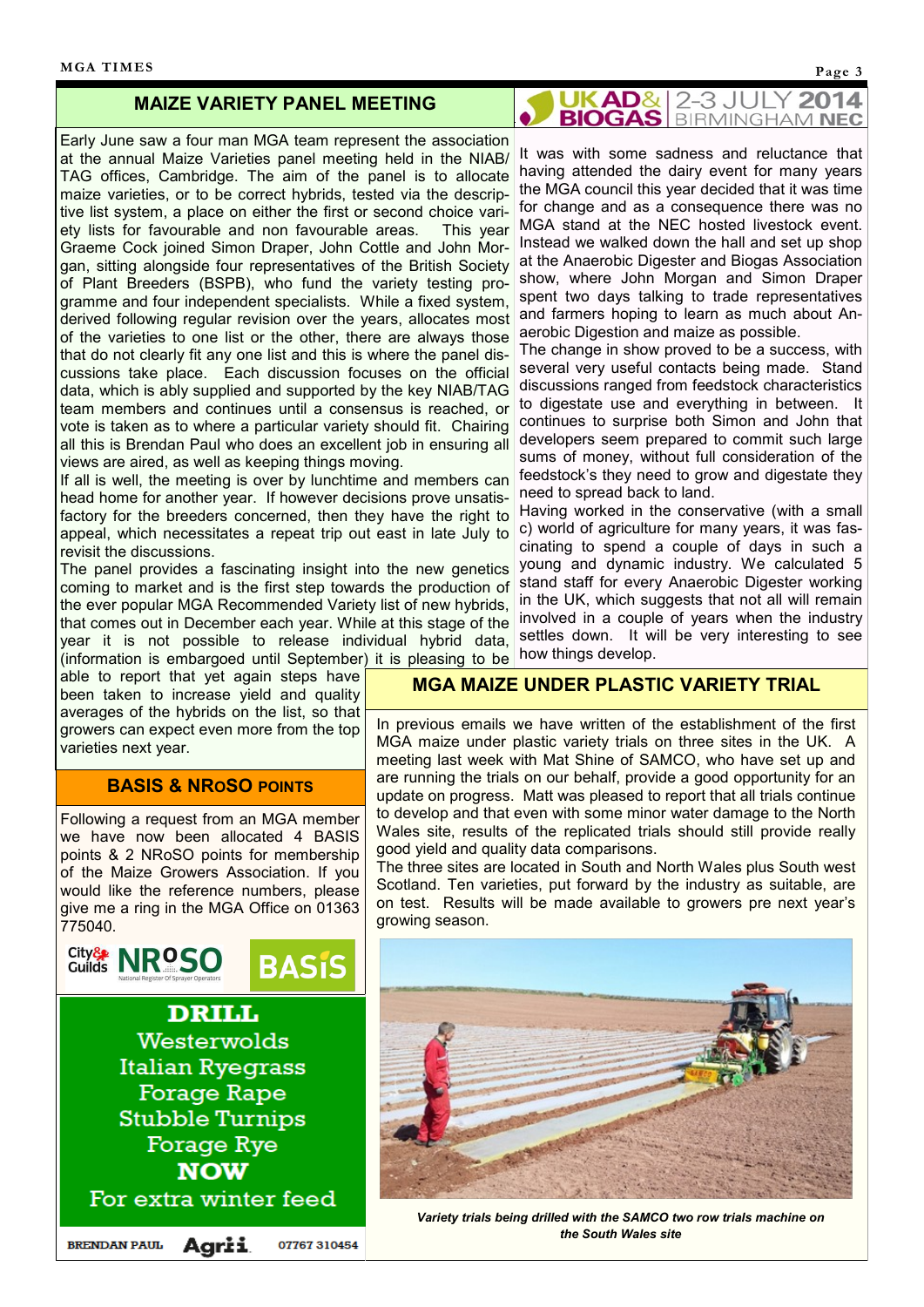## MAIZE VARIETY PANEL MEETING

Early June saw a four man MGA team represent the association at the annual Maize Varieties panel meeting held in the NIAB/TAG offices, Cambridge. The aim of the panel is to allocate maize varieties, or to be correct hybrids, tested via the descriptive list system, a place on either the first or second choice variety lists for favourable and non favourable areas. This year Graeme Cock joined Simon Draper, John Cottle and John Morgan, sitting alongside four representatives of the British Society of Plant Breeders (BSPB), who fund the variety testing programme and four independent specialists. While a fixed system, derived following regular revision over the years, allocates most of the varieties to one list or the other, there are always those that do not clearly fit any one list and this is where the panel discussions take place. Each discussion focuses on the official data, which is ably supplied and supported by the key NIAB/TAG team members and continues until a consensus is reached, or vote is taken as to where a particular variety should fit. Chairing all this is Brendan Paul who does an excellent job in ensuring all views are aired, as well as keeping things moving.

If all is well, the meeting is over by lunchtime and members can head home for another year. If however decisions prove unsatisfactory for the breeders concerned, then they have the right to appeal, which necessitates a repeat trip out east in late July to revisit the discussions.

The panel provides a fascinating insight into the new genetics coming to market and is the first step towards the production of the ever popular MGA Recommended Variety list of new hybrids, that comes out in December each year. While at this stage of the year it is not possible to release individual hybrid data, (information is embargoed until September) it is pleasing to be able to report that yet again steps have been taken to increase yield and quality averages of the hybrids on the list, so that growers can expect even more from the top varieties next year.

## UK AD & BIOGAS 2-3 JULY 2014 BIRMINGHAM NEC

It was with some sadness and reluctance that having attended the dairy event for many years the MGA council this year decided that it was time for change and as a consequence there was no MGA stand at the NEC hosted livestock event. Instead we walked down the hall and set up shop at the Anaerobic Digester and Biogas Association show, where John Morgan and Simon Draper spent two days talking to trade representatives and farmers hoping to learn as much about Anaerobic Digestion and maize as possible.

The change in show proved to be a success, with several very useful contacts being made. Stand discussions ranged from feedstock characteristics to digestate use and everything in between. It continues to surprise both Simon and John that developers seem prepared to commit such large sums of money, without full consideration of the feedstock's they need to grow and digestate they need to spread back to land.

Having worked in the conservative (with a small c) world of agriculture for many years, it was fascinating to spend a couple of days in such a young and dynamic industry. We calculated 5 stand staff for every Anaerobic Digester working in the UK, which suggests that not all will remain involved in a couple of years when the industry settles down. It will be very interesting to see how things develop.

## BASIS & NROSO POINTS

Following a request from an MGA member we have now been allocated 4 BASIS points & 2 NRoSO points for membership of the Maize Growers Association. If you would like the reference numbers, please give me a ring in the MGA Office on 01363 775040.

City & Guilds NROSO National Register Of Sprayer Operators — BASIS

**DRILL**
Westerwolds
Italian Ryegrass
Forage Rape
Stubble Turnips
Forage Rye
**NOW**
For extra winter feed

BRENDAN PAUL Agrii 07767 310454

## MGA MAIZE UNDER PLASTIC VARIETY TRIAL

In previous emails we have written of the establishment of the first MGA maize under plastic variety trials on three sites in the UK. A meeting last week with Mat Shine of SAMCO, who have set up and are running the trials on our behalf, provide a good opportunity for an update on progress. Matt was pleased to report that all trials continue to develop and that even with some minor water damage to the North Wales site, results of the replicated trials should still provide really good yield and quality data comparisons.

The three sites are located in South and North Wales plus South west Scotland. Ten varieties, put forward by the industry as suitable, are on test. Results will be made available to growers pre next year's growing season.

*Variety trials being drilled with the SAMCO two row trials machine on the South Wales site*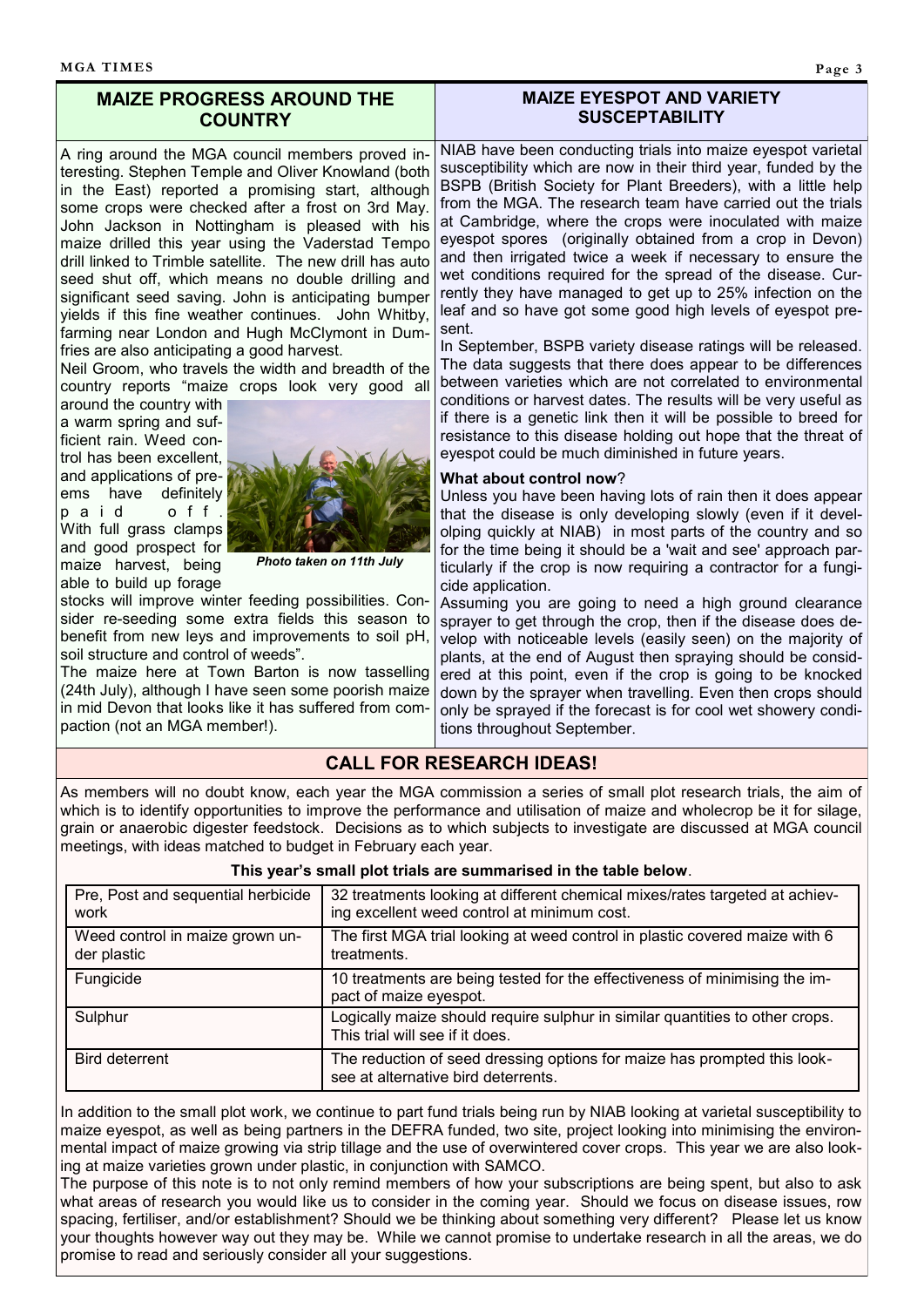## MAIZE PROGRESS AROUND THE COUNTRY

A ring around the MGA council members proved interesting. Stephen Temple and Oliver Knowland (both in the East) reported a promising start, although some crops were checked after a frost on 3rd May. John Jackson in Nottingham is pleased with his maize drilled this year using the Vaderstad Tempo drill linked to Trimble satellite. The new drill has auto seed shut off, which means no double drilling and significant seed saving. John is anticipating bumper yields if this fine weather continues. John Whitby, farming near London and Hugh McClymont in Dumfries are also anticipating a good harvest.

Neil Groom, who travels the width and breadth of the country reports "maize crops look very good all around the country with a warm spring and sufficient rain. Weed control has been excellent, and applications of pre-ems have definitely paid off. With full grass clamps and good prospect for maize harvest, being able to build up forage stocks will improve winter feeding possibilities. Consider re-seeding some extra fields this season to benefit from new leys and improvements to soil pH, soil structure and control of weeds".

*Photo taken on 11th July*

The maize here at Town Barton is now tasselling (24th July), although I have seen some poorish maize in mid Devon that looks like it has suffered from compaction (not an MGA member!).

## MAIZE EYESPOT AND VARIETY SUSCEPTABILITY

NIAB have been conducting trials into maize eyespot varietal susceptibility which are now in their third year, funded by the BSPB (British Society for Plant Breeders), with a little help from the MGA. The research team have carried out the trials at Cambridge, where the crops were inoculated with maize eyespot spores (originally obtained from a crop in Devon) and then irrigated twice a week if necessary to ensure the wet conditions required for the spread of the disease. Currently they have managed to get up to 25% infection on the leaf and so have got some good high levels of eyespot present.

In September, BSPB variety disease ratings will be released. The data suggests that there does appear to be differences between varieties which are not correlated to environmental conditions or harvest dates. The results will be very useful as if there is a genetic link then it will be possible to breed for resistance to this disease holding out hope that the threat of eyespot could be much diminished in future years.

**What about control now**?

Unless you have been having lots of rain then it does appear that the disease is only developing slowly (even if it develolping quickly at NIAB) in most parts of the country and so for the time being it should be a 'wait and see' approach particularly if the crop is now requiring a contractor for a fungicide application.

Assuming you are going to need a high ground clearance sprayer to get through the crop, then if the disease does develop with noticeable levels (easily seen) on the majority of plants, at the end of August then spraying should be considered at this point, even if the crop is going to be knocked down by the sprayer when travelling. Even then crops should only be sprayed if the forecast is for cool wet showery conditions throughout September.

## CALL FOR RESEARCH IDEAS!

As members will no doubt know, each year the MGA commission a series of small plot research trials, the aim of which is to identify opportunities to improve the performance and utilisation of maize and wholecrop be it for silage, grain or anaerobic digester feedstock. Decisions as to which subjects to investigate are discussed at MGA council meetings, with ideas matched to budget in February each year.

**This year's small plot trials are summarised in the table below**.

| | |
|---|---|
| Pre, Post and sequential herbicide work | 32 treatments looking at different chemical mixes/rates targeted at achieving excellent weed control at minimum cost. |
| Weed control in maize grown under plastic | The first MGA trial looking at weed control in plastic covered maize with 6 treatments. |
| Fungicide | 10 treatments are being tested for the effectiveness of minimising the impact of maize eyespot. |
| Sulphur | Logically maize should require sulphur in similar quantities to other crops. This trial will see if it does. |
| Bird deterrent | The reduction of seed dressing options for maize has prompted this looksee at alternative bird deterrents. |

In addition to the small plot work, we continue to part fund trials being run by NIAB looking at varietal susceptibility to maize eyespot, as well as being partners in the DEFRA funded, two site, project looking into minimising the environmental impact of maize growing via strip tillage and the use of overwintered cover crops. This year we are also looking at maize varieties grown under plastic, in conjunction with SAMCO.

The purpose of this note is to not only remind members of how your subscriptions are being spent, but also to ask what areas of research you would like us to consider in the coming year. Should we focus on disease issues, row spacing, fertiliser, and/or establishment? Should we be thinking about something very different? Please let us know your thoughts however way out they may be. While we cannot promise to undertake research in all the areas, we do promise to read and seriously consider all your suggestions.